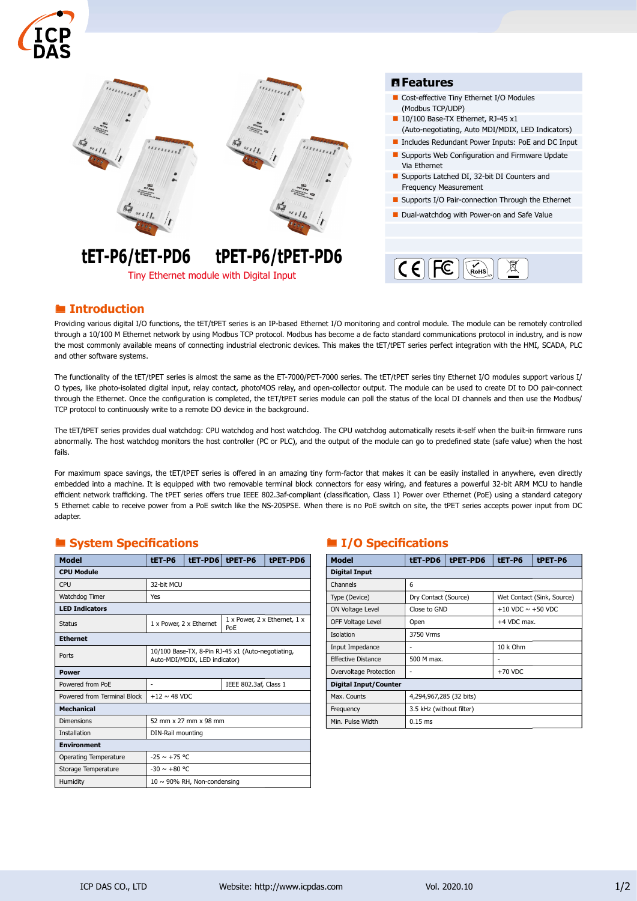# tET-P6/tET-PD6 tPET-P6/tPET-PD6

Tiny Ethernet module with Digital Input

## Features

- Cost-effective Tiny Ethernet I/O Modules (Modbus TCP/UDP)
- 10/100 Base-TX Ethernet, RJ-45 x1 (Auto-negotiating, Auto MDI/MDIX, LED Indicators)
- Includes Redundant Power Inputs: PoE and DC Input
- Supports Web Configuration and Firmware Update Via Ethernet
- Supports Latched DI, 32-bit DI Counters and Frequency Measurement
- Supports I/O Pair-connection Through the Ethernet
- Dual-watchdog with Power-on and Safe Value

## Introduction

Providing various digital I/O functions, the tET/tPET series is an IP-based Ethernet I/O monitoring and control module. The module can be remotely controlled through a 10/100 M Ethernet network by using Modbus TCP protocol. Modbus has become a de facto standard communications protocol in industry, and is now the most commonly available means of connecting industrial electronic devices. This makes the tET/tPET series perfect integration with the HMI, SCADA, PLC and other software systems.

The functionality of the tET/tPET series is almost the same as the ET-7000/PET-7000 series. The tET/tPET series tiny Ethernet I/O modules support various I/O types, like photo-isolated digital input, relay contact, photoMOS relay, and open-collector output. The module can be used to create DI to DO pair-connect through the Ethernet. Once the configuration is completed, the tET/tPET series module can poll the status of the local DI channels and then use the Modbus/TCP protocol to continuously write to a remote DO device in the background.

The tET/tPET series provides dual watchdog: CPU watchdog and host watchdog. The CPU watchdog automatically resets it-self when the built-in firmware runs abnormally. The host watchdog monitors the host controller (PC or PLC), and the output of the module can go to predefined state (safe value) when the host fails.

For maximum space savings, the tET/tPET series is offered in an amazing tiny form-factor that makes it can be easily installed in anywhere, even directly embedded into a machine. It is equipped with two removable terminal block connectors for easy wiring, and features a powerful 32-bit ARM MCU to handle efficient network trafficking. The tPET series offers true IEEE 802.3af-compliant (classification, Class 1) Power over Ethernet (PoE) using a standard category 5 Ethernet cable to receive power from a PoE switch like the NS-205PSE. When there is no PoE switch on site, the tPET series accepts power input from DC adapter.

## System Specifications

| Model | tET-P6 | tET-PD6 | tPET-P6 | tPET-PD6 |
|---|---|---|---|---|
| **CPU Module** | | | | |
| CPU | 32-bit MCU | | | |
| Watchdog Timer | Yes | | | |
| **LED Indicators** | | | | |
| Status | 1 x Power, 2 x Ethernet | | 1 x Power, 2 x Ethernet, 1 x PoE | |
| **Ethernet** | | | | |
| Ports | 10/100 Base-TX, 8-Pin RJ-45 x1 (Auto-negotiating, Auto-MDI/MDIX, LED indicator) | | | |
| **Power** | | | | |
| Powered from PoE | - | | IEEE 802.3af, Class 1 | |
| Powered from Terminal Block | +12 ~ 48 VDC | | | |
| **Mechanical** | | | | |
| Dimensions | 52 mm x 27 mm x 98 mm | | | |
| Installation | DIN-Rail mounting | | | |
| **Environment** | | | | |
| Operating Temperature | -25 ~ +75 °C | | | |
| Storage Temperature | -30 ~ +80 °C | | | |
| Humidity | 10 ~ 90% RH, Non-condensing | | | |

## I/O Specifications

| Model | tET-PD6 | tPET-PD6 | tET-P6 | tPET-P6 |
|---|---|---|---|---|
| **Digital Input** | | | | |
| Channels | 6 | | | |
| Type (Device) | Dry Contact (Source) | | Wet Contact (Sink, Source) | |
| ON Voltage Level | Close to GND | | +10 VDC ~ +50 VDC | |
| OFF Voltage Level | Open | | +4 VDC max. | |
| Isolation | 3750 Vrms | | | |
| Input Impedance | - | | 10 k Ohm | |
| Effective Distance | 500 M max. | | - | |
| Overvoltage Protection | - | | +70 VDC | |
| **Digital Input/Counter** | | | | |
| Max. Counts | 4,294,967,285 (32 bits) | | | |
| Frequency | 3.5 kHz (without filter) | | | |
| Min. Pulse Width | 0.15 ms | | | |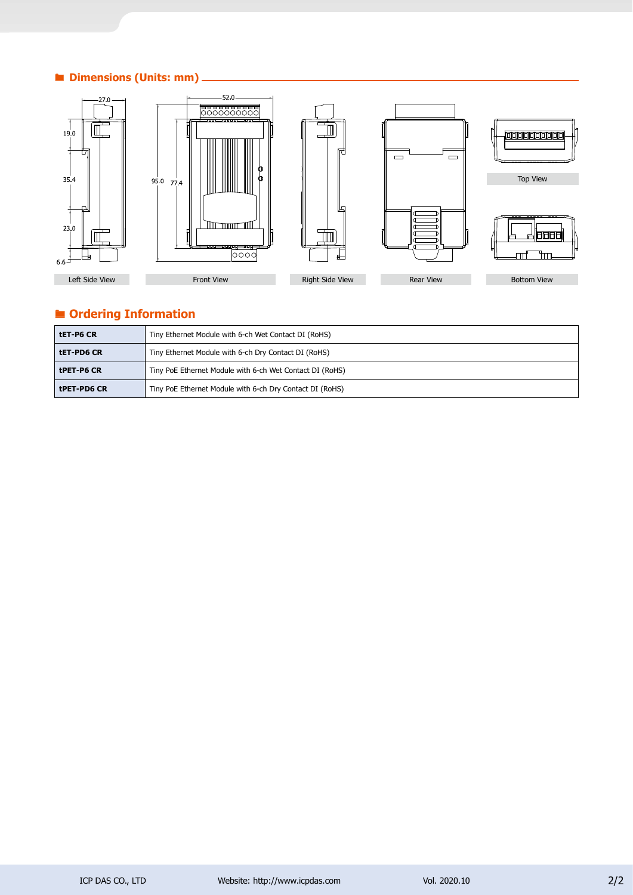## Dimensions (Units: mm)

27.0

19.0

35.4

23.0

6.6

Left Side View

52.0

95.0

77.4

Front View

Right Side View

Rear View

Top View

Bottom View

## Ordering Information

| | |
|---|---|
| **tET-P6 CR** | Tiny Ethernet Module with 6-ch Wet Contact DI (RoHS) |
| **tET-PD6 CR** | Tiny Ethernet Module with 6-ch Dry Contact DI (RoHS) |
| **tPET-P6 CR** | Tiny PoE Ethernet Module with 6-ch Wet Contact DI (RoHS) |
| **tPET-PD6 CR** | Tiny PoE Ethernet Module with 6-ch Dry Contact DI (RoHS) |